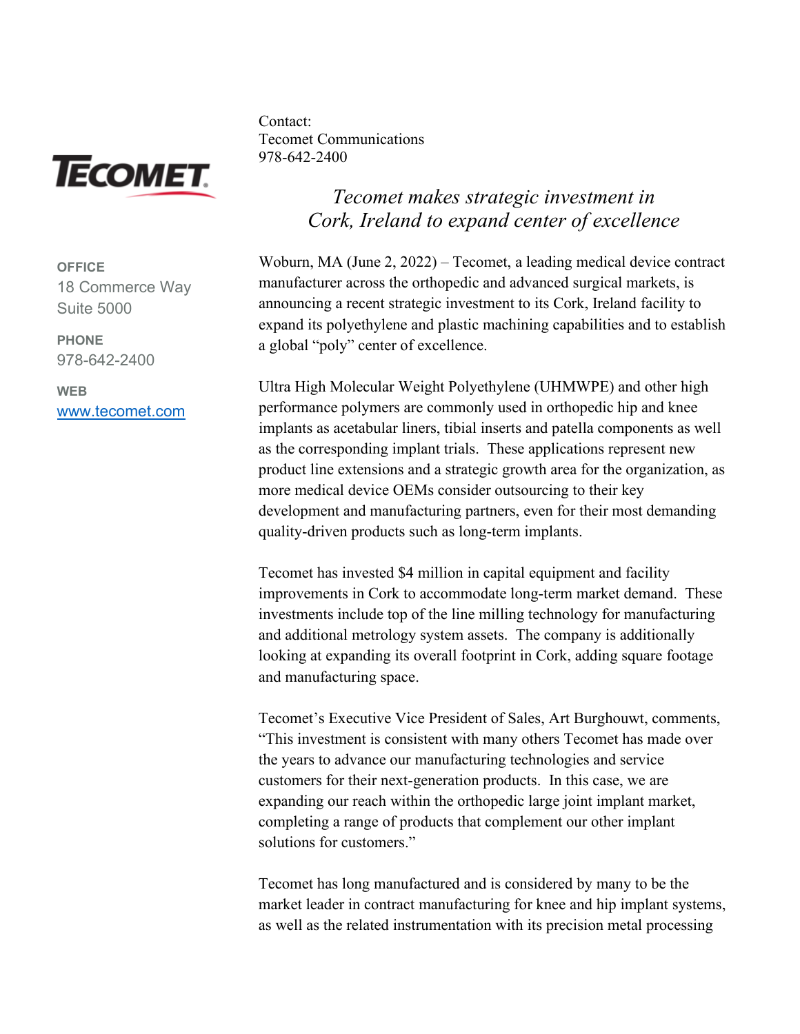**TECOMET**

**OFFICE**
18 Commerce Way
Suite 5000

**PHONE**
978-642-2400

**WEB**
[www.tecomet.com](http://www.tecomet.com)

Contact:
Tecomet Communications
978-642-2400

## *Tecomet makes strategic investment in Cork, Ireland to expand center of excellence*

Woburn, MA (June 2, 2022) – Tecomet, a leading medical device contract manufacturer across the orthopedic and advanced surgical markets, is announcing a recent strategic investment to its Cork, Ireland facility to expand its polyethylene and plastic machining capabilities and to establish a global "poly" center of excellence.

Ultra High Molecular Weight Polyethylene (UHMWPE) and other high performance polymers are commonly used in orthopedic hip and knee implants as acetabular liners, tibial inserts and patella components as well as the corresponding implant trials. These applications represent new product line extensions and a strategic growth area for the organization, as more medical device OEMs consider outsourcing to their key development and manufacturing partners, even for their most demanding quality-driven products such as long-term implants.

Tecomet has invested $4 million in capital equipment and facility improvements in Cork to accommodate long-term market demand. These investments include top of the line milling technology for manufacturing and additional metrology system assets. The company is additionally looking at expanding its overall footprint in Cork, adding square footage and manufacturing space.

Tecomet's Executive Vice President of Sales, Art Burghouwt, comments, "This investment is consistent with many others Tecomet has made over the years to advance our manufacturing technologies and service customers for their next-generation products. In this case, we are expanding our reach within the orthopedic large joint implant market, completing a range of products that complement our other implant solutions for customers."

Tecomet has long manufactured and is considered by many to be the market leader in contract manufacturing for knee and hip implant systems, as well as the related instrumentation with its precision metal processing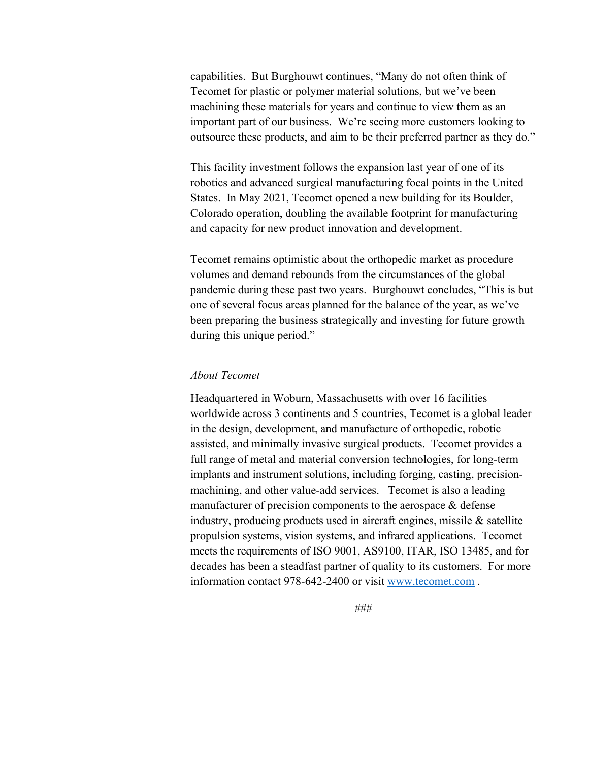capabilities. But Burghouwt continues, "Many do not often think of Tecomet for plastic or polymer material solutions, but we've been machining these materials for years and continue to view them as an important part of our business. We're seeing more customers looking to outsource these products, and aim to be their preferred partner as they do."

This facility investment follows the expansion last year of one of its robotics and advanced surgical manufacturing focal points in the United States. In May 2021, Tecomet opened a new building for its Boulder, Colorado operation, doubling the available footprint for manufacturing and capacity for new product innovation and development.

Tecomet remains optimistic about the orthopedic market as procedure volumes and demand rebounds from the circumstances of the global pandemic during these past two years. Burghouwt concludes, "This is but one of several focus areas planned for the balance of the year, as we've been preparing the business strategically and investing for future growth during this unique period."

*About Tecomet*

Headquartered in Woburn, Massachusetts with over 16 facilities worldwide across 3 continents and 5 countries, Tecomet is a global leader in the design, development, and manufacture of orthopedic, robotic assisted, and minimally invasive surgical products. Tecomet provides a full range of metal and material conversion technologies, for long-term implants and instrument solutions, including forging, casting, precision-machining, and other value-add services. Tecomet is also a leading manufacturer of precision components to the aerospace & defense industry, producing products used in aircraft engines, missile & satellite propulsion systems, vision systems, and infrared applications. Tecomet meets the requirements of ISO 9001, AS9100, ITAR, ISO 13485, and for decades has been a steadfast partner of quality to its customers. For more information contact 978-642-2400 or visit [www.tecomet.com](http://www.tecomet.com) .

###